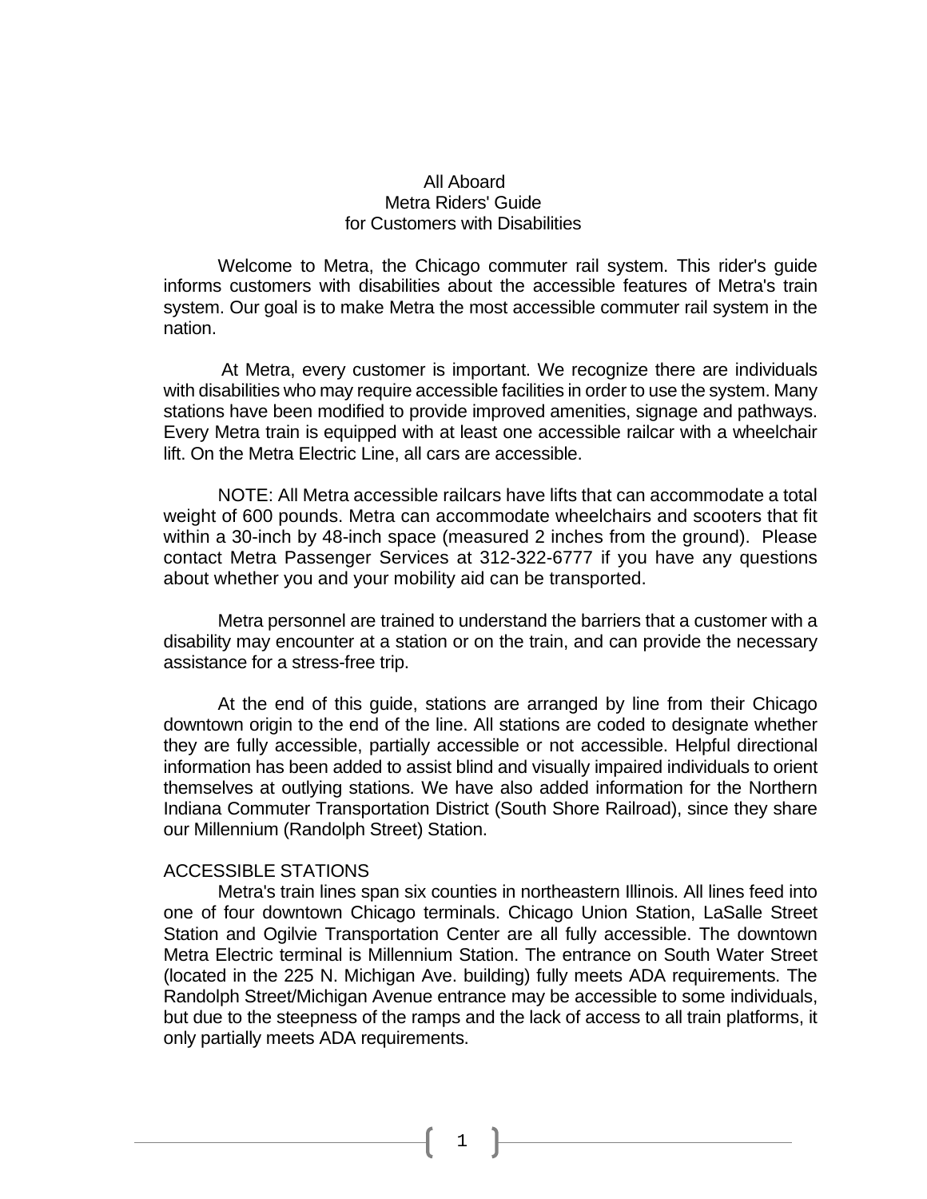# All Aboard
## Metra Riders' Guide
## for Customers with Disabilities

Welcome to Metra, the Chicago commuter rail system. This rider's guide informs customers with disabilities about the accessible features of Metra's train system. Our goal is to make Metra the most accessible commuter rail system in the nation.

At Metra, every customer is important. We recognize there are individuals with disabilities who may require accessible facilities in order to use the system. Many stations have been modified to provide improved amenities, signage and pathways. Every Metra train is equipped with at least one accessible railcar with a wheelchair lift. On the Metra Electric Line, all cars are accessible.

NOTE: All Metra accessible railcars have lifts that can accommodate a total weight of 600 pounds. Metra can accommodate wheelchairs and scooters that fit within a 30-inch by 48-inch space (measured 2 inches from the ground). Please contact Metra Passenger Services at 312-322-6777 if you have any questions about whether you and your mobility aid can be transported.

Metra personnel are trained to understand the barriers that a customer with a disability may encounter at a station or on the train, and can provide the necessary assistance for a stress-free trip.

At the end of this guide, stations are arranged by line from their Chicago downtown origin to the end of the line. All stations are coded to designate whether they are fully accessible, partially accessible or not accessible. Helpful directional information has been added to assist blind and visually impaired individuals to orient themselves at outlying stations. We have also added information for the Northern Indiana Commuter Transportation District (South Shore Railroad), since they share our Millennium (Randolph Street) Station.

## ACCESSIBLE STATIONS

Metra's train lines span six counties in northeastern Illinois. All lines feed into one of four downtown Chicago terminals. Chicago Union Station, LaSalle Street Station and Ogilvie Transportation Center are all fully accessible. The downtown Metra Electric terminal is Millennium Station. The entrance on South Water Street (located in the 225 N. Michigan Ave. building) fully meets ADA requirements. The Randolph Street/Michigan Avenue entrance may be accessible to some individuals, but due to the steepness of the ramps and the lack of access to all train platforms, it only partially meets ADA requirements.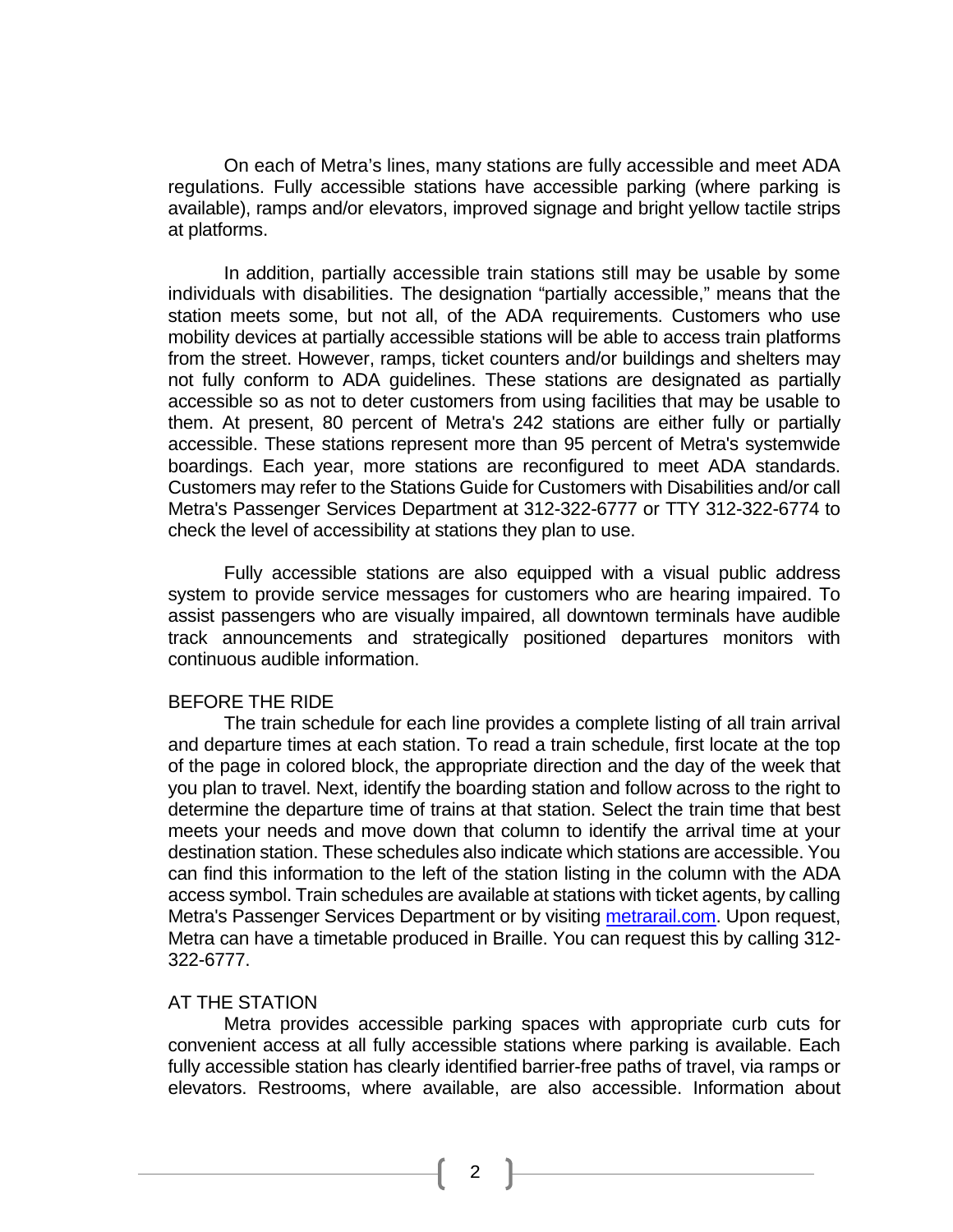On each of Metra's lines, many stations are fully accessible and meet ADA regulations. Fully accessible stations have accessible parking (where parking is available), ramps and/or elevators, improved signage and bright yellow tactile strips at platforms.

In addition, partially accessible train stations still may be usable by some individuals with disabilities. The designation "partially accessible," means that the station meets some, but not all, of the ADA requirements. Customers who use mobility devices at partially accessible stations will be able to access train platforms from the street. However, ramps, ticket counters and/or buildings and shelters may not fully conform to ADA guidelines. These stations are designated as partially accessible so as not to deter customers from using facilities that may be usable to them. At present, 80 percent of Metra's 242 stations are either fully or partially accessible. These stations represent more than 95 percent of Metra's systemwide boardings. Each year, more stations are reconfigured to meet ADA standards. Customers may refer to the Stations Guide for Customers with Disabilities and/or call Metra's Passenger Services Department at 312-322-6777 or TTY 312-322-6774 to check the level of accessibility at stations they plan to use.

Fully accessible stations are also equipped with a visual public address system to provide service messages for customers who are hearing impaired. To assist passengers who are visually impaired, all downtown terminals have audible track announcements and strategically positioned departures monitors with continuous audible information.

## BEFORE THE RIDE

The train schedule for each line provides a complete listing of all train arrival and departure times at each station. To read a train schedule, first locate at the top of the page in colored block, the appropriate direction and the day of the week that you plan to travel. Next, identify the boarding station and follow across to the right to determine the departure time of trains at that station. Select the train time that best meets your needs and move down that column to identify the arrival time at your destination station. These schedules also indicate which stations are accessible. You can find this information to the left of the station listing in the column with the ADA access symbol. Train schedules are available at stations with ticket agents, by calling Metra's Passenger Services Department or by visiting [metrarail.com](metrarail.com). Upon request, Metra can have a timetable produced in Braille. You can request this by calling 312-322-6777.

## AT THE STATION

Metra provides accessible parking spaces with appropriate curb cuts for convenient access at all fully accessible stations where parking is available. Each fully accessible station has clearly identified barrier-free paths of travel, via ramps or elevators. Restrooms, where available, are also accessible. Information about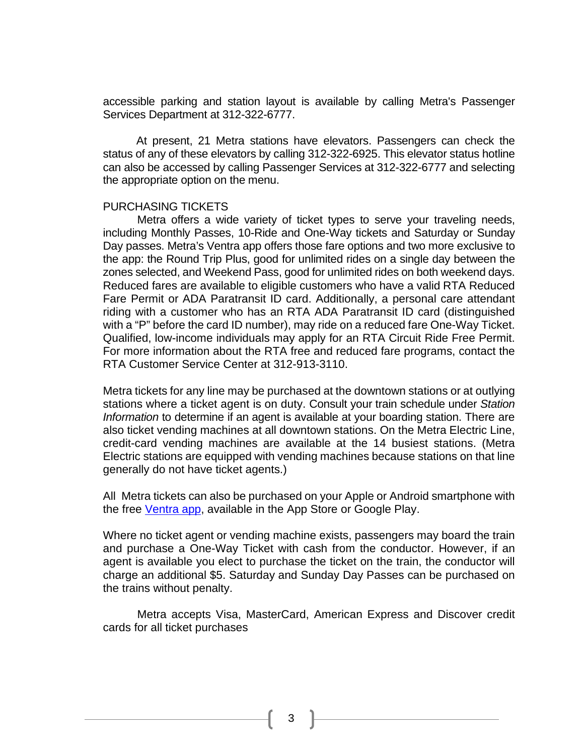accessible parking and station layout is available by calling Metra's Passenger Services Department at 312-322-6777.

At present, 21 Metra stations have elevators. Passengers can check the status of any of these elevators by calling 312-322-6925. This elevator status hotline can also be accessed by calling Passenger Services at 312-322-6777 and selecting the appropriate option on the menu.

PURCHASING TICKETS

Metra offers a wide variety of ticket types to serve your traveling needs, including Monthly Passes, 10-Ride and One-Way tickets and Saturday or Sunday Day passes. Metra's Ventra app offers those fare options and two more exclusive to the app: the Round Trip Plus, good for unlimited rides on a single day between the zones selected, and Weekend Pass, good for unlimited rides on both weekend days. Reduced fares are available to eligible customers who have a valid RTA Reduced Fare Permit or ADA Paratransit ID card. Additionally, a personal care attendant riding with a customer who has an RTA ADA Paratransit ID card (distinguished with a "P" before the card ID number), may ride on a reduced fare One-Way Ticket. Qualified, low-income individuals may apply for an RTA Circuit Ride Free Permit. For more information about the RTA free and reduced fare programs, contact the RTA Customer Service Center at 312-913-3110.

Metra tickets for any line may be purchased at the downtown stations or at outlying stations where a ticket agent is on duty. Consult your train schedule under *Station Information* to determine if an agent is available at your boarding station. There are also ticket vending machines at all downtown stations. On the Metra Electric Line, credit-card vending machines are available at the 14 busiest stations. (Metra Electric stations are equipped with vending machines because stations on that line generally do not have ticket agents.)

All Metra tickets can also be purchased on your Apple or Android smartphone with the free [Ventra app](), available in the App Store or Google Play.

Where no ticket agent or vending machine exists, passengers may board the train and purchase a One-Way Ticket with cash from the conductor. However, if an agent is available you elect to purchase the ticket on the train, the conductor will charge an additional $5. Saturday and Sunday Day Passes can be purchased on the trains without penalty.

Metra accepts Visa, MasterCard, American Express and Discover credit cards for all ticket purchases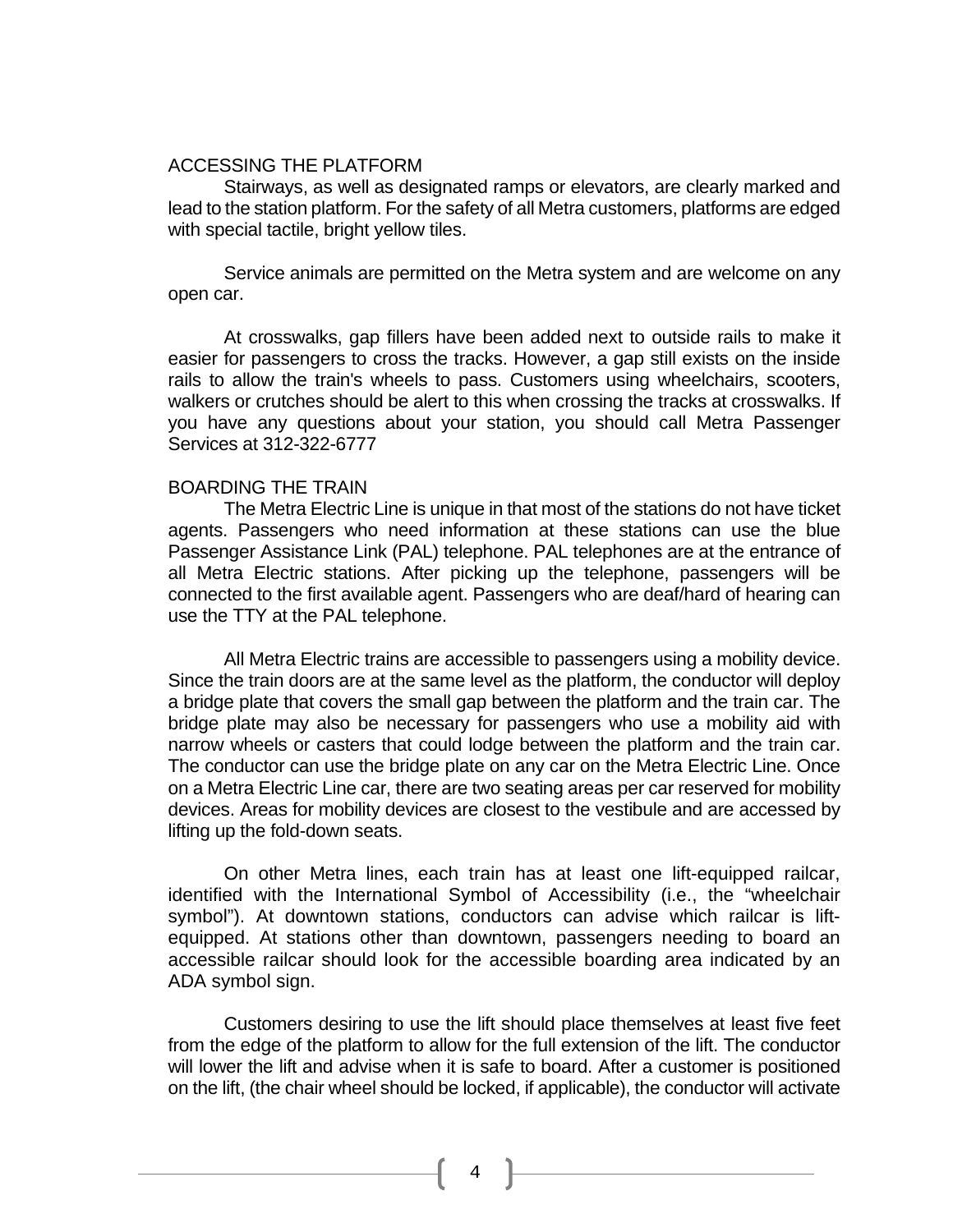## ACCESSING THE PLATFORM

Stairways, as well as designated ramps or elevators, are clearly marked and lead to the station platform. For the safety of all Metra customers, platforms are edged with special tactile, bright yellow tiles.

Service animals are permitted on the Metra system and are welcome on any open car.

At crosswalks, gap fillers have been added next to outside rails to make it easier for passengers to cross the tracks. However, a gap still exists on the inside rails to allow the train's wheels to pass. Customers using wheelchairs, scooters, walkers or crutches should be alert to this when crossing the tracks at crosswalks. If you have any questions about your station, you should call Metra Passenger Services at 312-322-6777

## BOARDING THE TRAIN

The Metra Electric Line is unique in that most of the stations do not have ticket agents. Passengers who need information at these stations can use the blue Passenger Assistance Link (PAL) telephone. PAL telephones are at the entrance of all Metra Electric stations. After picking up the telephone, passengers will be connected to the first available agent. Passengers who are deaf/hard of hearing can use the TTY at the PAL telephone.

All Metra Electric trains are accessible to passengers using a mobility device. Since the train doors are at the same level as the platform, the conductor will deploy a bridge plate that covers the small gap between the platform and the train car. The bridge plate may also be necessary for passengers who use a mobility aid with narrow wheels or casters that could lodge between the platform and the train car. The conductor can use the bridge plate on any car on the Metra Electric Line. Once on a Metra Electric Line car, there are two seating areas per car reserved for mobility devices. Areas for mobility devices are closest to the vestibule and are accessed by lifting up the fold-down seats.

On other Metra lines, each train has at least one lift-equipped railcar, identified with the International Symbol of Accessibility (i.e., the "wheelchair symbol"). At downtown stations, conductors can advise which railcar is lift-equipped. At stations other than downtown, passengers needing to board an accessible railcar should look for the accessible boarding area indicated by an ADA symbol sign.

Customers desiring to use the lift should place themselves at least five feet from the edge of the platform to allow for the full extension of the lift. The conductor will lower the lift and advise when it is safe to board. After a customer is positioned on the lift, (the chair wheel should be locked, if applicable), the conductor will activate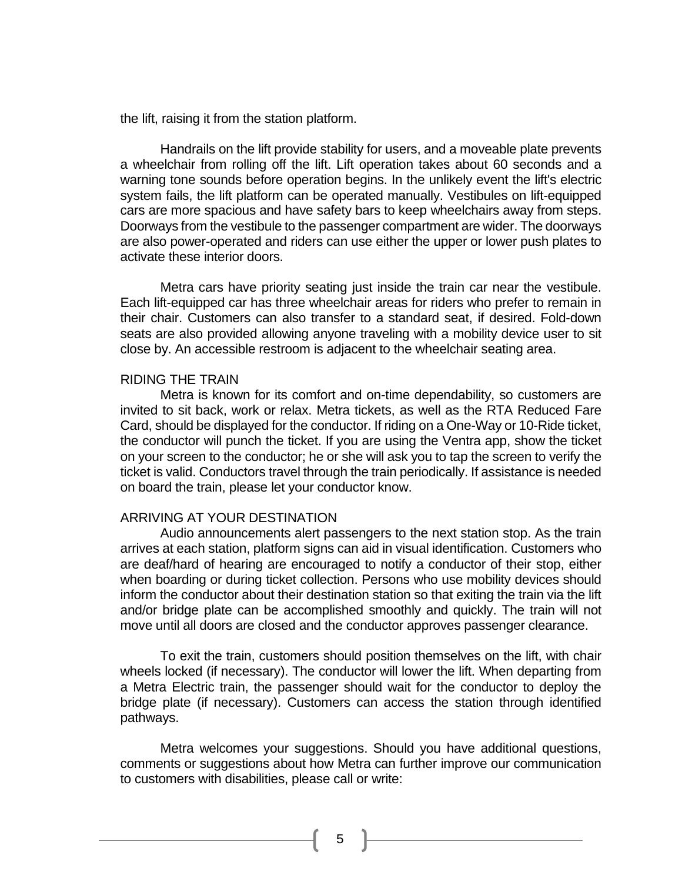the lift, raising it from the station platform.

Handrails on the lift provide stability for users, and a moveable plate prevents a wheelchair from rolling off the lift. Lift operation takes about 60 seconds and a warning tone sounds before operation begins. In the unlikely event the lift's electric system fails, the lift platform can be operated manually. Vestibules on lift-equipped cars are more spacious and have safety bars to keep wheelchairs away from steps. Doorways from the vestibule to the passenger compartment are wider. The doorways are also power-operated and riders can use either the upper or lower push plates to activate these interior doors.

Metra cars have priority seating just inside the train car near the vestibule. Each lift-equipped car has three wheelchair areas for riders who prefer to remain in their chair. Customers can also transfer to a standard seat, if desired. Fold-down seats are also provided allowing anyone traveling with a mobility device user to sit close by. An accessible restroom is adjacent to the wheelchair seating area.

## RIDING THE TRAIN

Metra is known for its comfort and on-time dependability, so customers are invited to sit back, work or relax. Metra tickets, as well as the RTA Reduced Fare Card, should be displayed for the conductor. If riding on a One-Way or 10-Ride ticket, the conductor will punch the ticket. If you are using the Ventra app, show the ticket on your screen to the conductor; he or she will ask you to tap the screen to verify the ticket is valid. Conductors travel through the train periodically. If assistance is needed on board the train, please let your conductor know.

## ARRIVING AT YOUR DESTINATION

Audio announcements alert passengers to the next station stop. As the train arrives at each station, platform signs can aid in visual identification. Customers who are deaf/hard of hearing are encouraged to notify a conductor of their stop, either when boarding or during ticket collection. Persons who use mobility devices should inform the conductor about their destination station so that exiting the train via the lift and/or bridge plate can be accomplished smoothly and quickly. The train will not move until all doors are closed and the conductor approves passenger clearance.

To exit the train, customers should position themselves on the lift, with chair wheels locked (if necessary). The conductor will lower the lift. When departing from a Metra Electric train, the passenger should wait for the conductor to deploy the bridge plate (if necessary). Customers can access the station through identified pathways.

Metra welcomes your suggestions. Should you have additional questions, comments or suggestions about how Metra can further improve our communication to customers with disabilities, please call or write: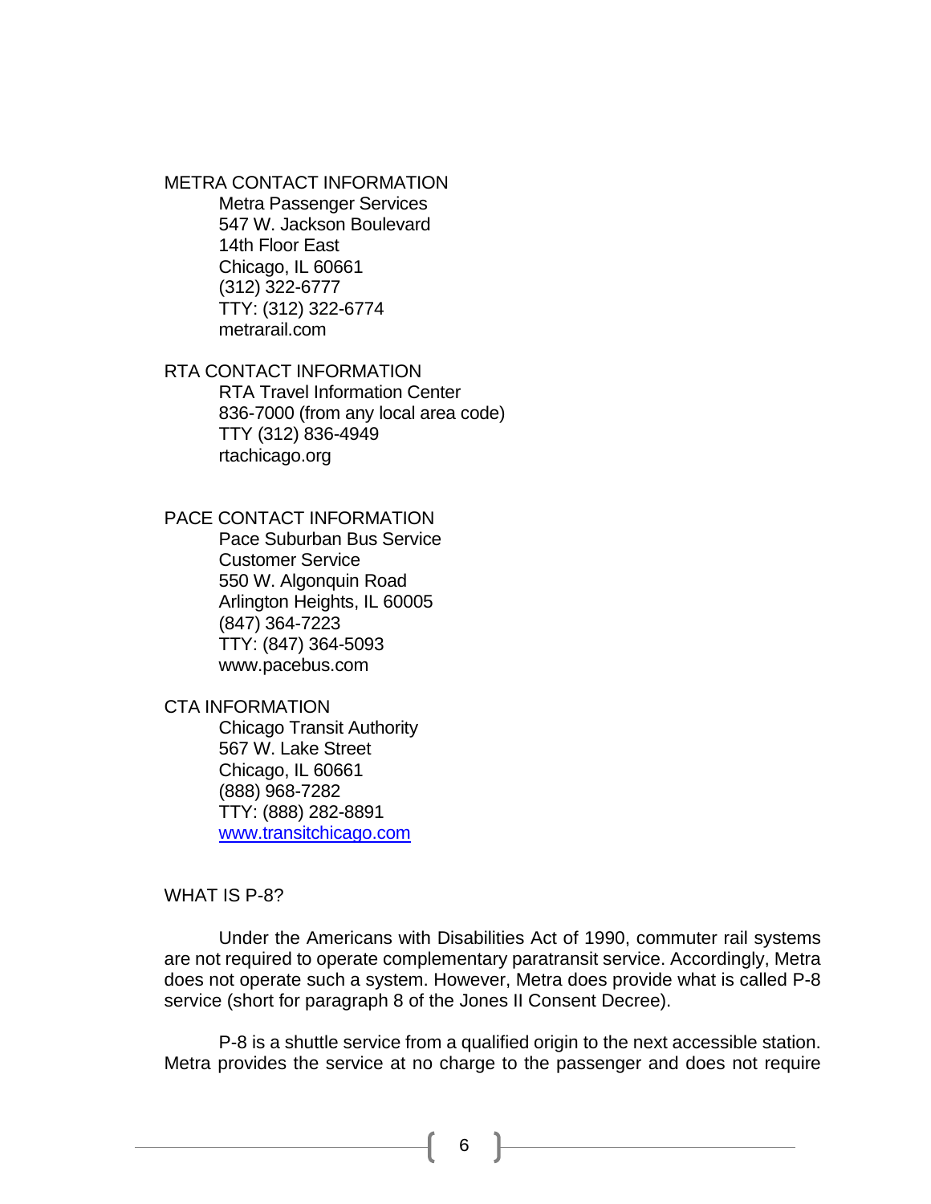## METRA CONTACT INFORMATION

Metra Passenger Services
547 W. Jackson Boulevard
14th Floor East
Chicago, IL 60661
(312) 322-6777
TTY: (312) 322-6774
metrarail.com

## RTA CONTACT INFORMATION

RTA Travel Information Center
836-7000 (from any local area code)
TTY (312) 836-4949
rtachicago.org

## PACE CONTACT INFORMATION

Pace Suburban Bus Service
Customer Service
550 W. Algonquin Road
Arlington Heights, IL 60005
(847) 364-7223
TTY: (847) 364-5093
www.pacebus.com

## CTA INFORMATION

Chicago Transit Authority
567 W. Lake Street
Chicago, IL 60661
(888) 968-7282
TTY: (888) 282-8891
[www.transitchicago.com](http://www.transitchicago.com)

## WHAT IS P-8?

Under the Americans with Disabilities Act of 1990, commuter rail systems are not required to operate complementary paratransit service. Accordingly, Metra does not operate such a system. However, Metra does provide what is called P-8 service (short for paragraph 8 of the Jones II Consent Decree).

P-8 is a shuttle service from a qualified origin to the next accessible station. Metra provides the service at no charge to the passenger and does not require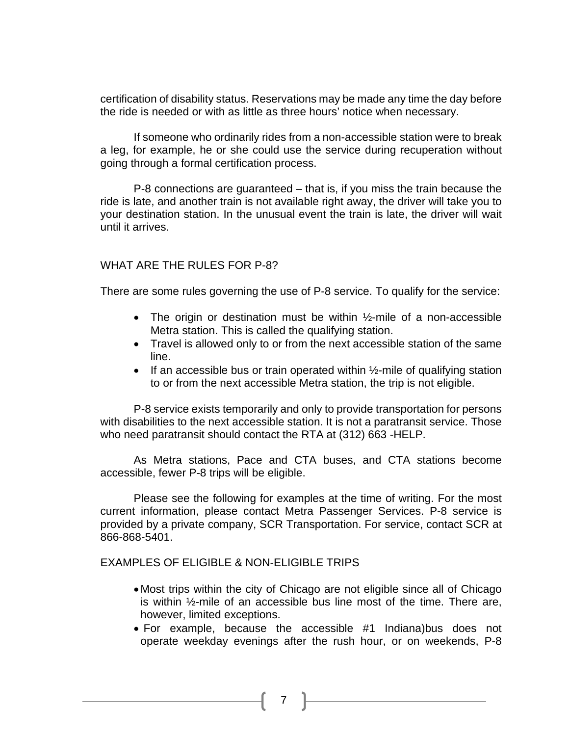certification of disability status. Reservations may be made any time the day before the ride is needed or with as little as three hours' notice when necessary.

If someone who ordinarily rides from a non-accessible station were to break a leg, for example, he or she could use the service during recuperation without going through a formal certification process.

P-8 connections are guaranteed – that is, if you miss the train because the ride is late, and another train is not available right away, the driver will take you to your destination station. In the unusual event the train is late, the driver will wait until it arrives.

## WHAT ARE THE RULES FOR P-8?

There are some rules governing the use of P-8 service. To qualify for the service:

- The origin or destination must be within ½-mile of a non-accessible Metra station. This is called the qualifying station.
- Travel is allowed only to or from the next accessible station of the same line.
- If an accessible bus or train operated within ½-mile of qualifying station to or from the next accessible Metra station, the trip is not eligible.

P-8 service exists temporarily and only to provide transportation for persons with disabilities to the next accessible station. It is not a paratransit service. Those who need paratransit should contact the RTA at (312) 663 -HELP.

As Metra stations, Pace and CTA buses, and CTA stations become accessible, fewer P-8 trips will be eligible.

Please see the following for examples at the time of writing. For the most current information, please contact Metra Passenger Services. P-8 service is provided by a private company, SCR Transportation. For service, contact SCR at 866-868-5401.

## EXAMPLES OF ELIGIBLE & NON-ELIGIBLE TRIPS

- Most trips within the city of Chicago are not eligible since all of Chicago is within ½-mile of an accessible bus line most of the time. There are, however, limited exceptions.
- For example, because the accessible #1 Indiana)bus does not operate weekday evenings after the rush hour, or on weekends, P-8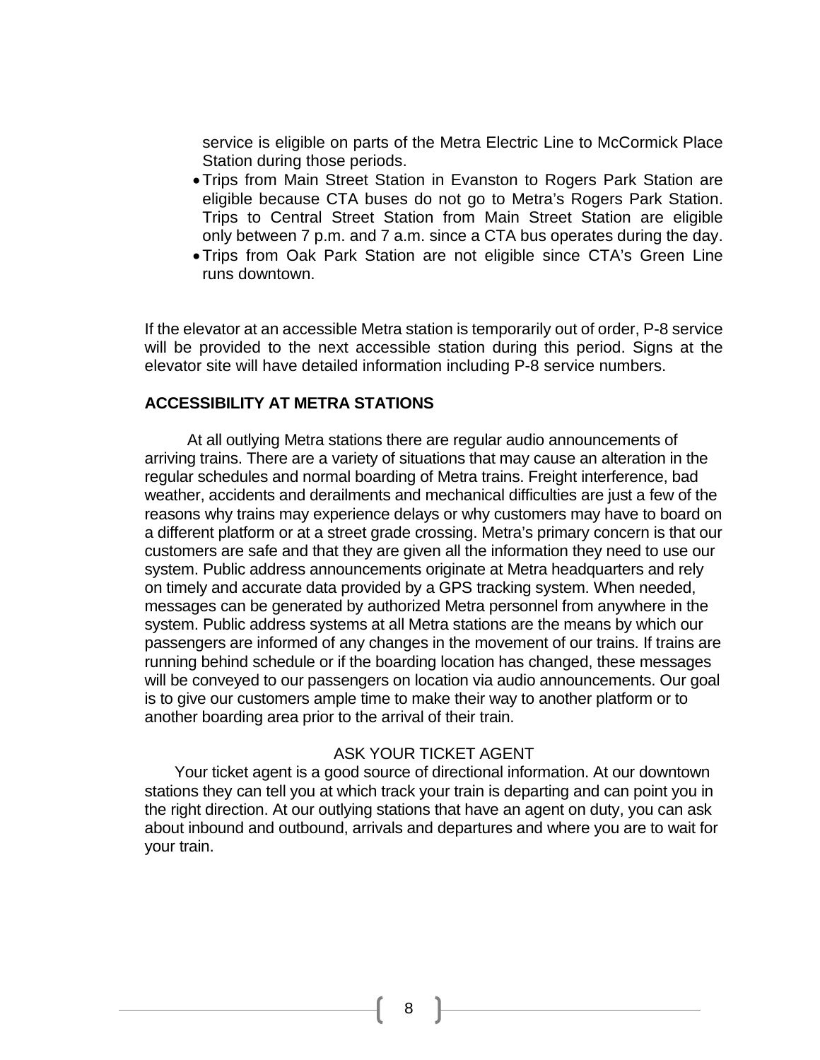service is eligible on parts of the Metra Electric Line to McCormick Place Station during those periods.

- Trips from Main Street Station in Evanston to Rogers Park Station are eligible because CTA buses do not go to Metra's Rogers Park Station. Trips to Central Street Station from Main Street Station are eligible only between 7 p.m. and 7 a.m. since a CTA bus operates during the day.
- Trips from Oak Park Station are not eligible since CTA's Green Line runs downtown.

If the elevator at an accessible Metra station is temporarily out of order, P-8 service will be provided to the next accessible station during this period. Signs at the elevator site will have detailed information including P-8 service numbers.

## ACCESSIBILITY AT METRA STATIONS

At all outlying Metra stations there are regular audio announcements of arriving trains. There are a variety of situations that may cause an alteration in the regular schedules and normal boarding of Metra trains. Freight interference, bad weather, accidents and derailments and mechanical difficulties are just a few of the reasons why trains may experience delays or why customers may have to board on a different platform or at a street grade crossing. Metra's primary concern is that our customers are safe and that they are given all the information they need to use our system. Public address announcements originate at Metra headquarters and rely on timely and accurate data provided by a GPS tracking system. When needed, messages can be generated by authorized Metra personnel from anywhere in the system. Public address systems at all Metra stations are the means by which our passengers are informed of any changes in the movement of our trains. If trains are running behind schedule or if the boarding location has changed, these messages will be conveyed to our passengers on location via audio announcements. Our goal is to give our customers ample time to make their way to another platform or to another boarding area prior to the arrival of their train.

### ASK YOUR TICKET AGENT

Your ticket agent is a good source of directional information. At our downtown stations they can tell you at which track your train is departing and can point you in the right direction. At our outlying stations that have an agent on duty, you can ask about inbound and outbound, arrivals and departures and where you are to wait for your train.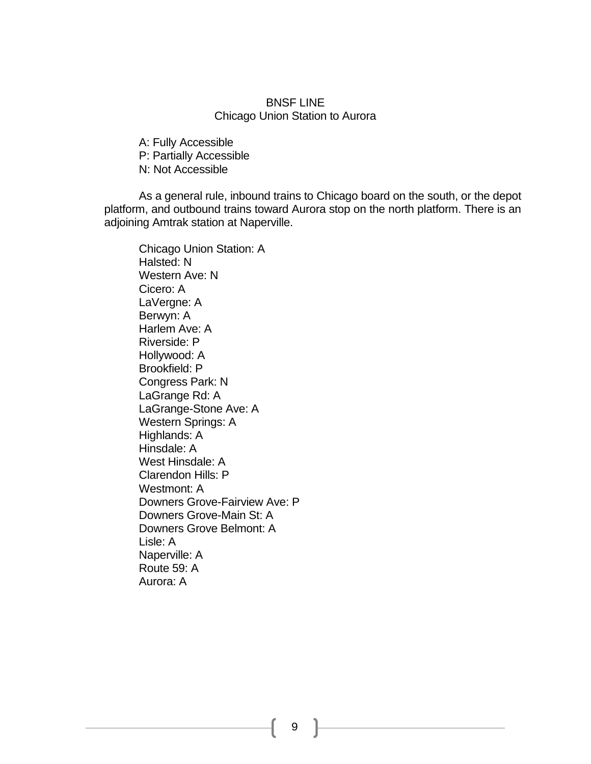## BNSF LINE
### Chicago Union Station to Aurora

A: Fully Accessible
P: Partially Accessible
N: Not Accessible

As a general rule, inbound trains to Chicago board on the south, or the depot platform, and outbound trains toward Aurora stop on the north platform. There is an adjoining Amtrak station at Naperville.

Chicago Union Station: A
Halsted: N
Western Ave: N
Cicero: A
LaVergne: A
Berwyn: A
Harlem Ave: A
Riverside: P
Hollywood: A
Brookfield: P
Congress Park: N
LaGrange Rd: A
LaGrange-Stone Ave: A
Western Springs: A
Highlands: A
Hinsdale: A
West Hinsdale: A
Clarendon Hills: P
Westmont: A
Downers Grove-Fairview Ave: P
Downers Grove-Main St: A
Downers Grove Belmont: A
Lisle: A
Naperville: A
Route 59: A
Aurora: A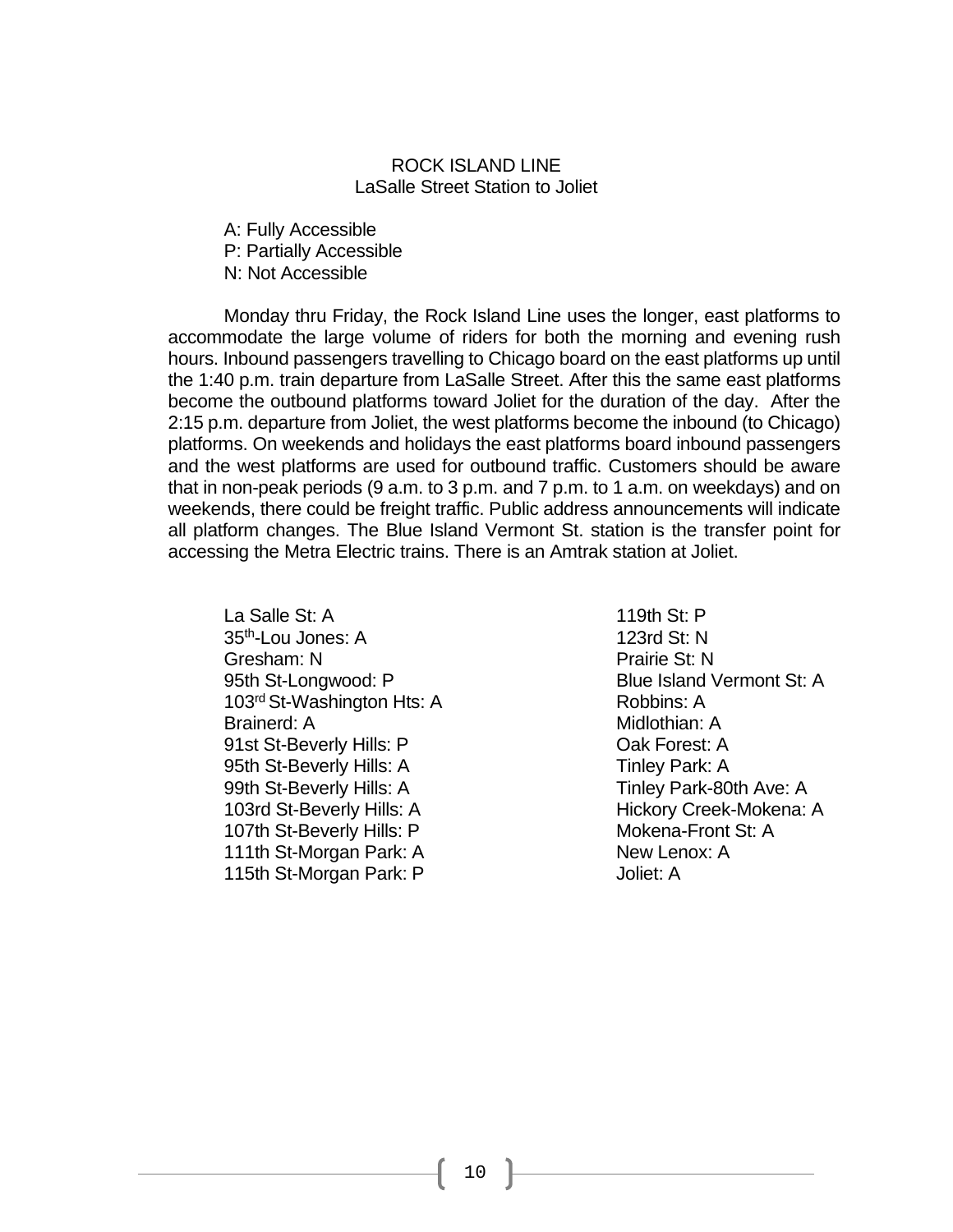# ROCK ISLAND LINE
## LaSalle Street Station to Joliet

A: Fully Accessible
P: Partially Accessible
N: Not Accessible

Monday thru Friday, the Rock Island Line uses the longer, east platforms to accommodate the large volume of riders for both the morning and evening rush hours. Inbound passengers travelling to Chicago board on the east platforms up until the 1:40 p.m. train departure from LaSalle Street. After this the same east platforms become the outbound platforms toward Joliet for the duration of the day. After the 2:15 p.m. departure from Joliet, the west platforms become the inbound (to Chicago) platforms. On weekends and holidays the east platforms board inbound passengers and the west platforms are used for outbound traffic. Customers should be aware that in non-peak periods (9 a.m. to 3 p.m. and 7 p.m. to 1 a.m. on weekdays) and on weekends, there could be freight traffic. Public address announcements will indicate all platform changes. The Blue Island Vermont St. station is the transfer point for accessing the Metra Electric trains. There is an Amtrak station at Joliet.

La Salle St: A
35th-Lou Jones: A
Gresham: N
95th St-Longwood: P
103rd St-Washington Hts: A
Brainerd: A
91st St-Beverly Hills: P
95th St-Beverly Hills: A
99th St-Beverly Hills: A
103rd St-Beverly Hills: A
107th St-Beverly Hills: P
111th St-Morgan Park: A
115th St-Morgan Park: P
119th St: P
123rd St: N
Prairie St: N
Blue Island Vermont St: A
Robbins: A
Midlothian: A
Oak Forest: A
Tinley Park: A
Tinley Park-80th Ave: A
Hickory Creek-Mokena: A
Mokena-Front St: A
New Lenox: A
Joliet: A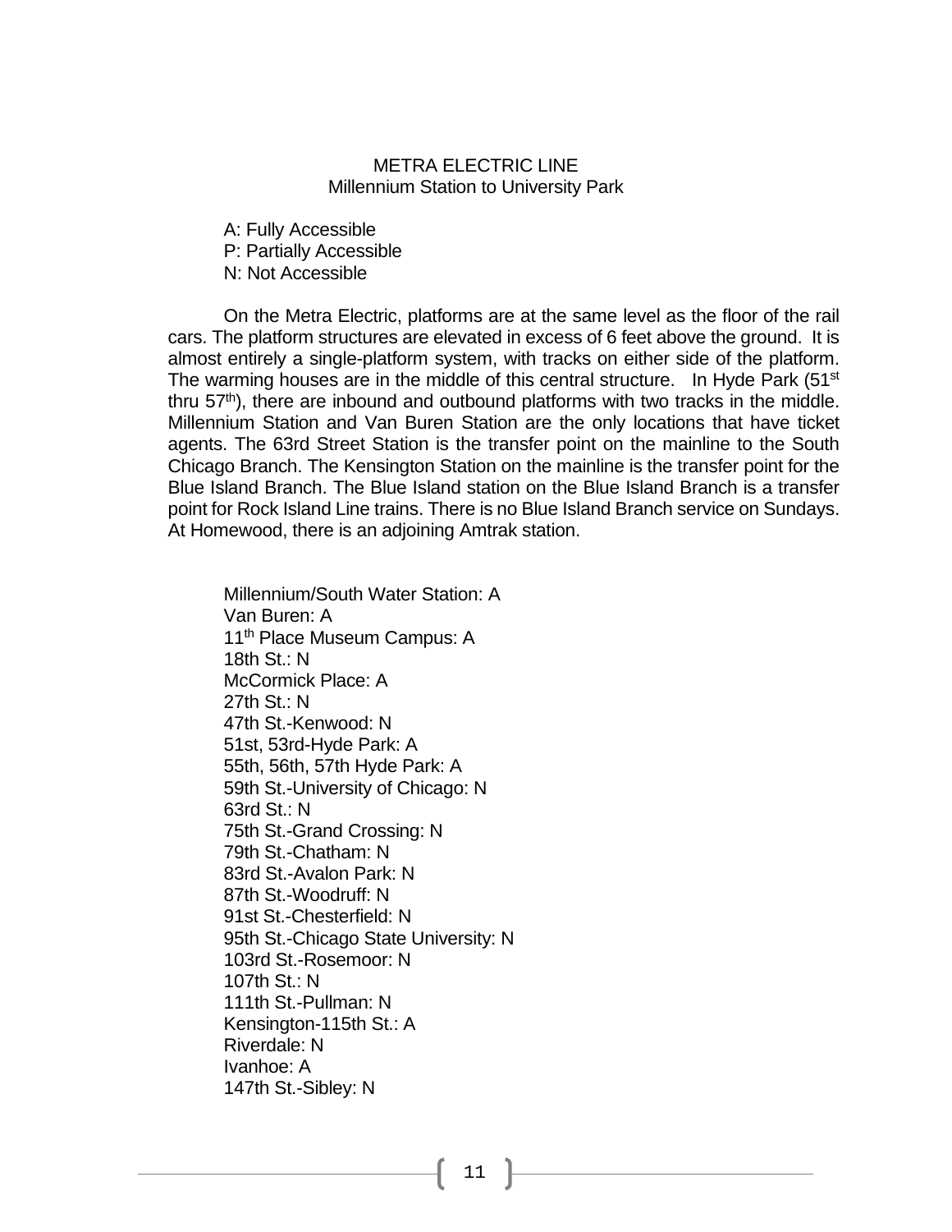# METRA ELECTRIC LINE

## Millennium Station to University Park

A: Fully Accessible
P: Partially Accessible
N: Not Accessible

On the Metra Electric, platforms are at the same level as the floor of the rail cars. The platform structures are elevated in excess of 6 feet above the ground. It is almost entirely a single-platform system, with tracks on either side of the platform. The warming houses are in the middle of this central structure. In Hyde Park (51st thru 57th), there are inbound and outbound platforms with two tracks in the middle. Millennium Station and Van Buren Station are the only locations that have ticket agents. The 63rd Street Station is the transfer point on the mainline to the South Chicago Branch. The Kensington Station on the mainline is the transfer point for the Blue Island Branch. The Blue Island station on the Blue Island Branch is a transfer point for Rock Island Line trains. There is no Blue Island Branch service on Sundays. At Homewood, there is an adjoining Amtrak station.

Millennium/South Water Station: A
Van Buren: A
11th Place Museum Campus: A
18th St.: N
McCormick Place: A
27th St.: N
47th St.-Kenwood: N
51st, 53rd-Hyde Park: A
55th, 56th, 57th Hyde Park: A
59th St.-University of Chicago: N
63rd St.: N
75th St.-Grand Crossing: N
79th St.-Chatham: N
83rd St.-Avalon Park: N
87th St.-Woodruff: N
91st St.-Chesterfield: N
95th St.-Chicago State University: N
103rd St.-Rosemoor: N
107th St.: N
111th St.-Pullman: N
Kensington-115th St.: A
Riverdale: N
Ivanhoe: A
147th St.-Sibley: N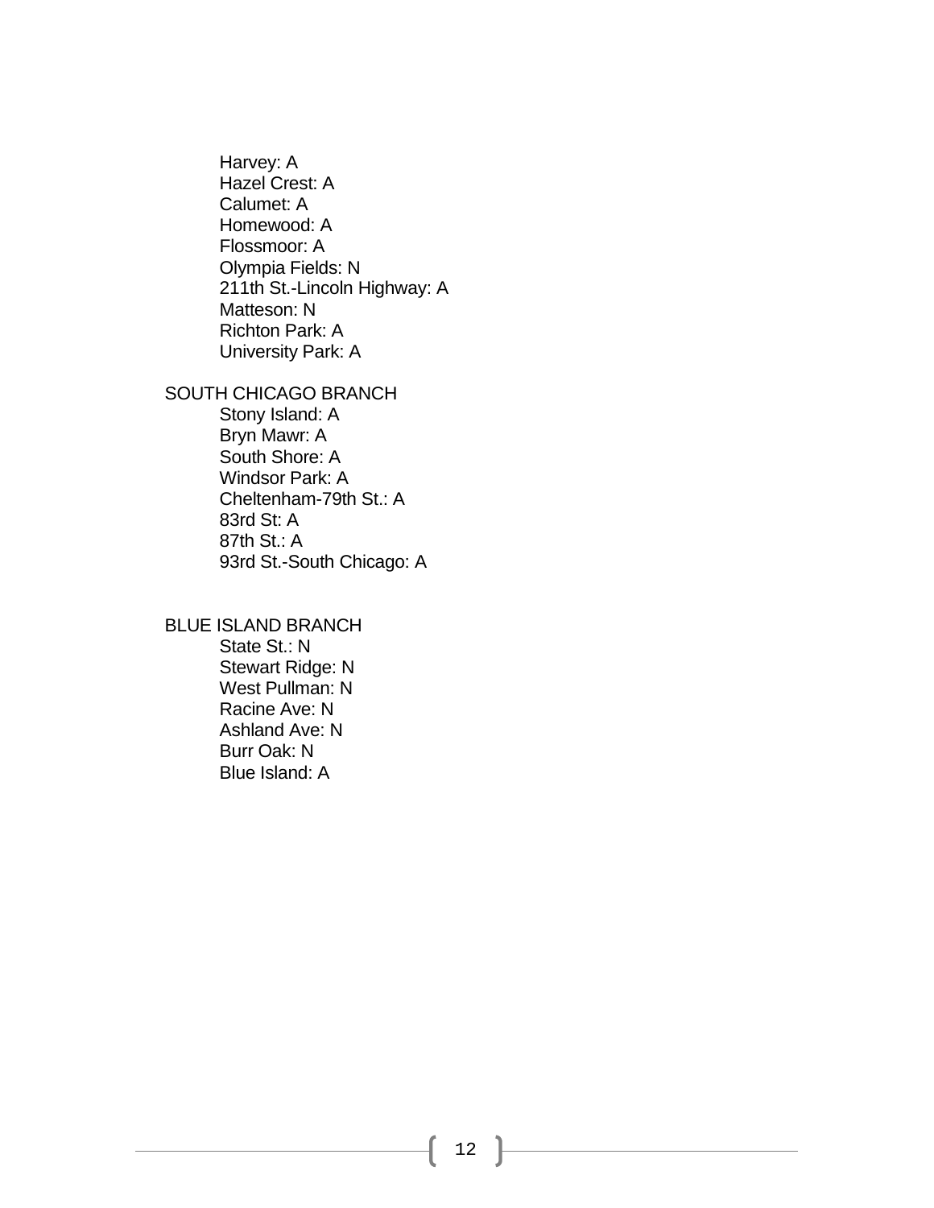- Harvey: A
- Hazel Crest: A
- Calumet: A
- Homewood: A
- Flossmoor: A
- Olympia Fields: N
- 211th St.-Lincoln Highway: A
- Matteson: N
- Richton Park: A
- University Park: A

SOUTH CHICAGO BRANCH

- Stony Island: A
- Bryn Mawr: A
- South Shore: A
- Windsor Park: A
- Cheltenham-79th St.: A
- 83rd St: A
- 87th St.: A
- 93rd St.-South Chicago: A

BLUE ISLAND BRANCH

- State St.: N
- Stewart Ridge: N
- West Pullman: N
- Racine Ave: N
- Ashland Ave: N
- Burr Oak: N
- Blue Island: A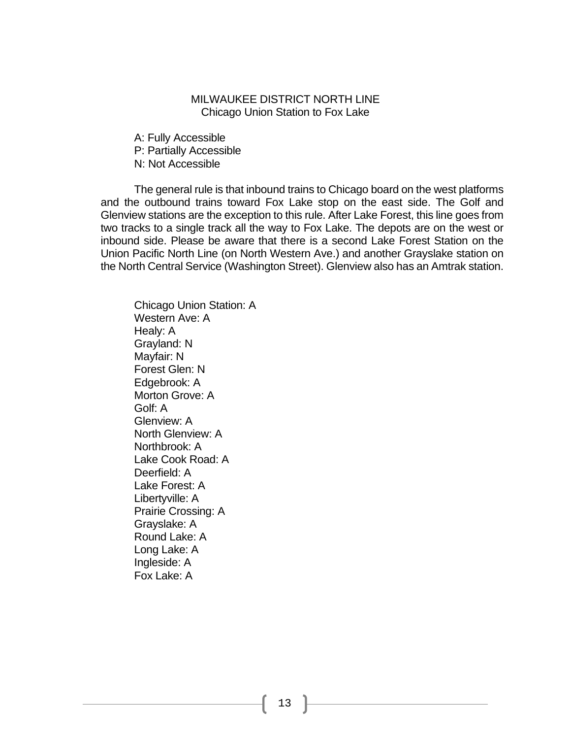# MILWAUKEE DISTRICT NORTH LINE
## Chicago Union Station to Fox Lake

A: Fully Accessible
P: Partially Accessible
N: Not Accessible

The general rule is that inbound trains to Chicago board on the west platforms and the outbound trains toward Fox Lake stop on the east side. The Golf and Glenview stations are the exception to this rule. After Lake Forest, this line goes from two tracks to a single track all the way to Fox Lake. The depots are on the west or inbound side. Please be aware that there is a second Lake Forest Station on the Union Pacific North Line (on North Western Ave.) and another Grayslake station on the North Central Service (Washington Street). Glenview also has an Amtrak station.

Chicago Union Station: A
Western Ave: A
Healy: A
Grayland: N
Mayfair: N
Forest Glen: N
Edgebrook: A
Morton Grove: A
Golf: A
Glenview: A
North Glenview: A
Northbrook: A
Lake Cook Road: A
Deerfield: A
Lake Forest: A
Libertyville: A
Prairie Crossing: A
Grayslake: A
Round Lake: A
Long Lake: A
Ingleside: A
Fox Lake: A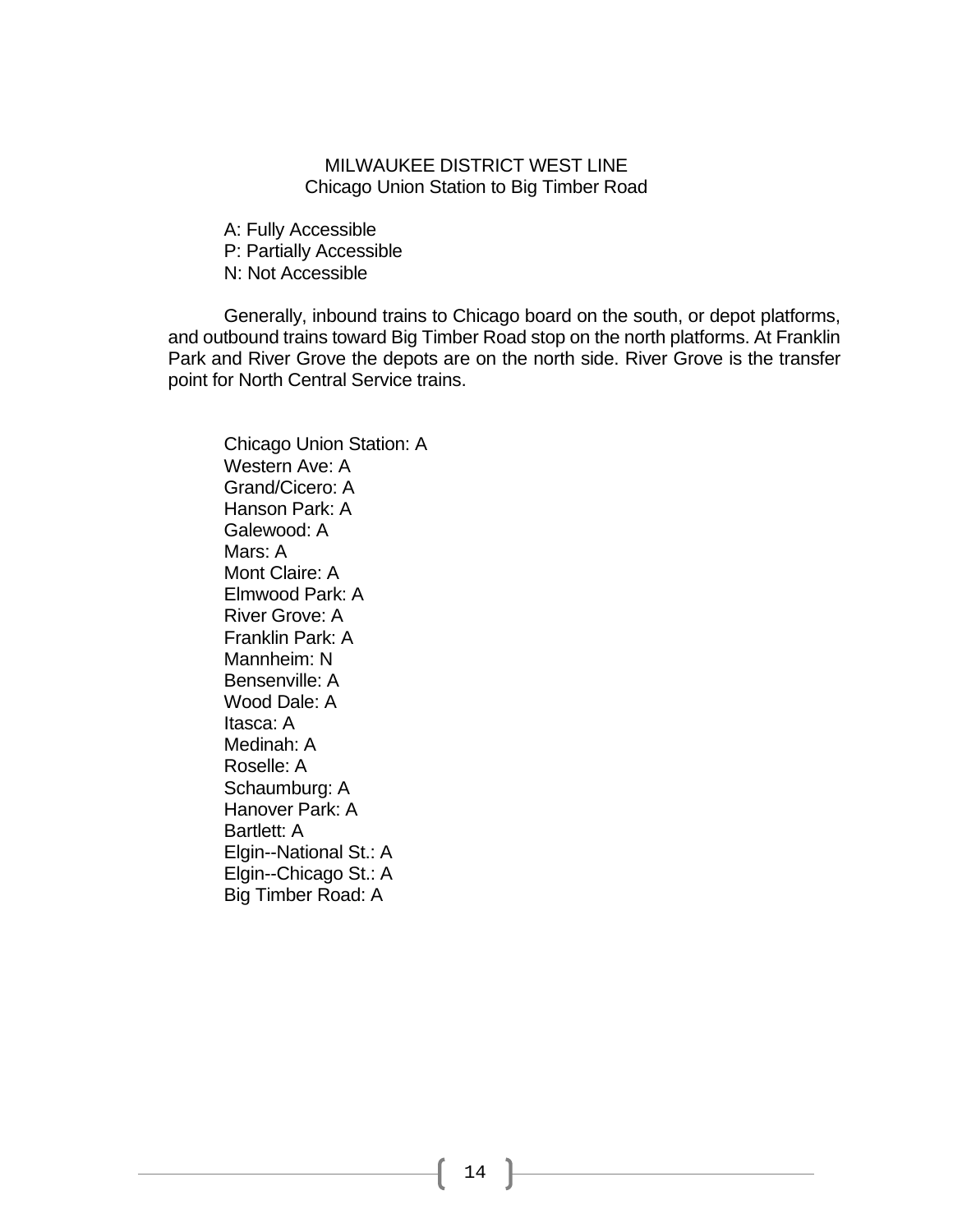## MILWAUKEE DISTRICT WEST LINE
### Chicago Union Station to Big Timber Road

A: Fully Accessible
P: Partially Accessible
N: Not Accessible

Generally, inbound trains to Chicago board on the south, or depot platforms, and outbound trains toward Big Timber Road stop on the north platforms. At Franklin Park and River Grove the depots are on the north side. River Grove is the transfer point for North Central Service trains.

Chicago Union Station: A
Western Ave: A
Grand/Cicero: A
Hanson Park: A
Galewood: A
Mars: A
Mont Claire: A
Elmwood Park: A
River Grove: A
Franklin Park: A
Mannheim: N
Bensenville: A
Wood Dale: A
Itasca: A
Medinah: A
Roselle: A
Schaumburg: A
Hanover Park: A
Bartlett: A
Elgin--National St.: A
Elgin--Chicago St.: A
Big Timber Road: A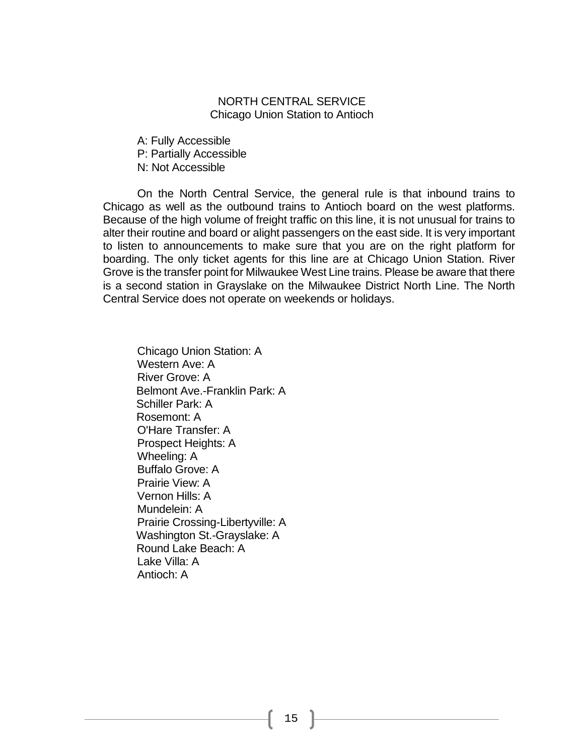## NORTH CENTRAL SERVICE
Chicago Union Station to Antioch

A: Fully Accessible
P: Partially Accessible
N: Not Accessible

On the North Central Service, the general rule is that inbound trains to Chicago as well as the outbound trains to Antioch board on the west platforms. Because of the high volume of freight traffic on this line, it is not unusual for trains to alter their routine and board or alight passengers on the east side. It is very important to listen to announcements to make sure that you are on the right platform for boarding. The only ticket agents for this line are at Chicago Union Station. River Grove is the transfer point for Milwaukee West Line trains. Please be aware that there is a second station in Grayslake on the Milwaukee District North Line. The North Central Service does not operate on weekends or holidays.

Chicago Union Station: A
Western Ave: A
River Grove: A
Belmont Ave.-Franklin Park: A
Schiller Park: A
Rosemont: A
O'Hare Transfer: A
Prospect Heights: A
Wheeling: A
Buffalo Grove: A
Prairie View: A
Vernon Hills: A
Mundelein: A
Prairie Crossing-Libertyville: A
Washington St.-Grayslake: A
Round Lake Beach: A
Lake Villa: A
Antioch: A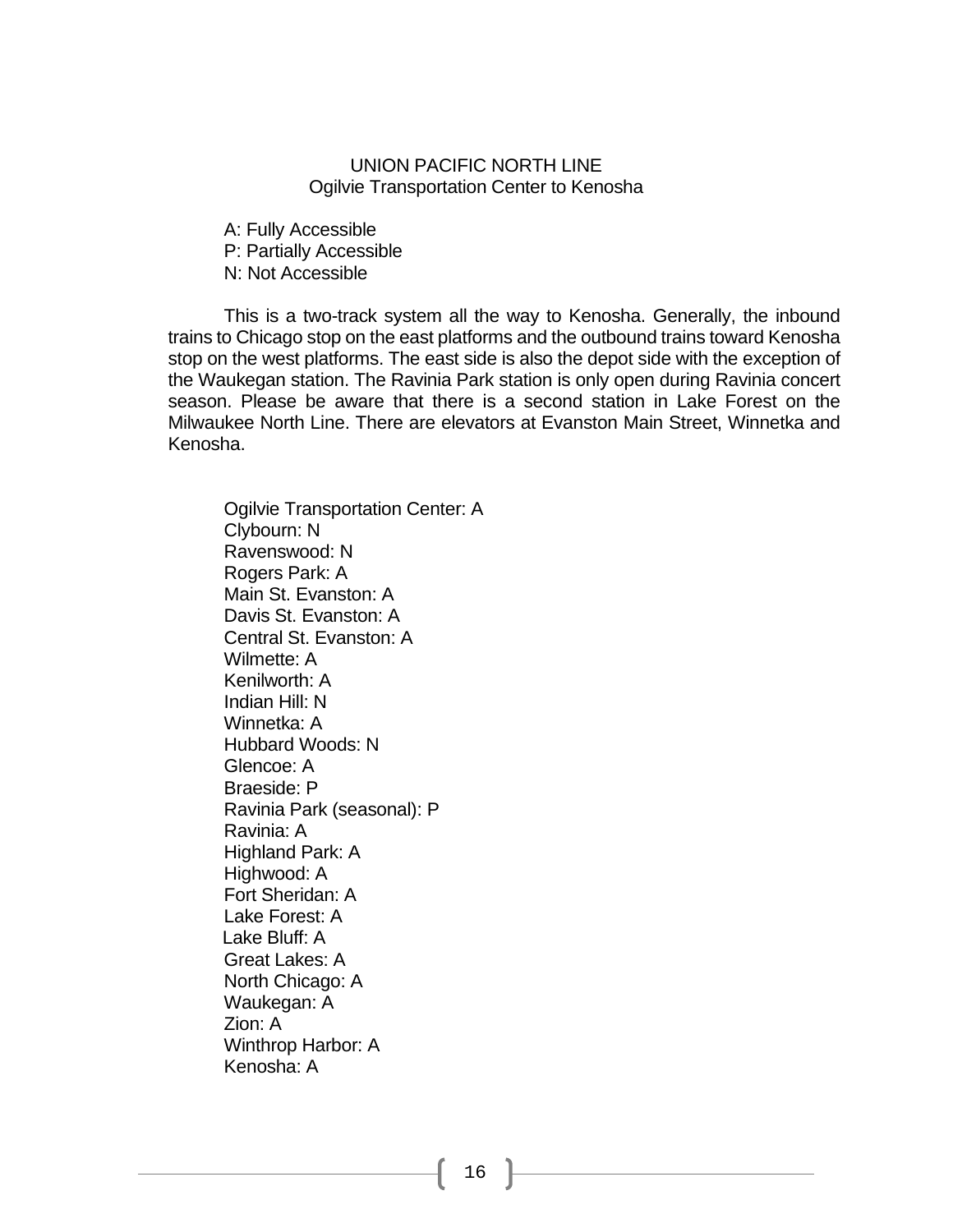# UNION PACIFIC NORTH LINE
## Ogilvie Transportation Center to Kenosha

A: Fully Accessible
P: Partially Accessible
N: Not Accessible

This is a two-track system all the way to Kenosha. Generally, the inbound trains to Chicago stop on the east platforms and the outbound trains toward Kenosha stop on the west platforms. The east side is also the depot side with the exception of the Waukegan station. The Ravinia Park station is only open during Ravinia concert season. Please be aware that there is a second station in Lake Forest on the Milwaukee North Line. There are elevators at Evanston Main Street, Winnetka and Kenosha.

Ogilvie Transportation Center: A
Clybourn: N
Ravenswood: N
Rogers Park: A
Main St. Evanston: A
Davis St. Evanston: A
Central St. Evanston: A
Wilmette: A
Kenilworth: A
Indian Hill: N
Winnetka: A
Hubbard Woods: N
Glencoe: A
Braeside: P
Ravinia Park (seasonal): P
Ravinia: A
Highland Park: A
Highwood: A
Fort Sheridan: A
Lake Forest: A
Lake Bluff: A
Great Lakes: A
North Chicago: A
Waukegan: A
Zion: A
Winthrop Harbor: A
Kenosha: A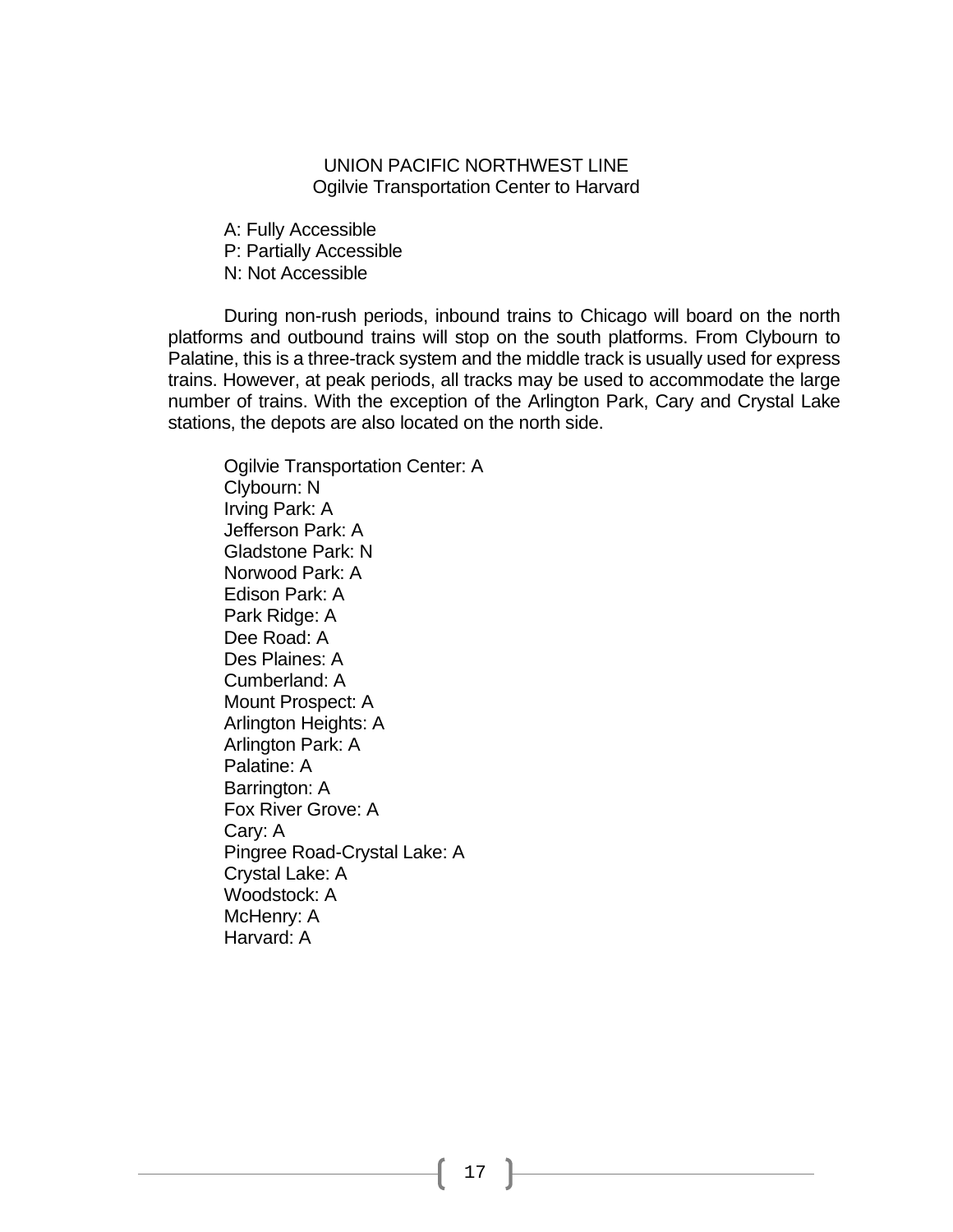## UNION PACIFIC NORTHWEST LINE
Ogilvie Transportation Center to Harvard

A: Fully Accessible
P: Partially Accessible
N: Not Accessible

During non-rush periods, inbound trains to Chicago will board on the north platforms and outbound trains will stop on the south platforms. From Clybourn to Palatine, this is a three-track system and the middle track is usually used for express trains. However, at peak periods, all tracks may be used to accommodate the large number of trains. With the exception of the Arlington Park, Cary and Crystal Lake stations, the depots are also located on the north side.

Ogilvie Transportation Center: A
Clybourn: N
Irving Park: A
Jefferson Park: A
Gladstone Park: N
Norwood Park: A
Edison Park: A
Park Ridge: A
Dee Road: A
Des Plaines: A
Cumberland: A
Mount Prospect: A
Arlington Heights: A
Arlington Park: A
Palatine: A
Barrington: A
Fox River Grove: A
Cary: A
Pingree Road-Crystal Lake: A
Crystal Lake: A
Woodstock: A
McHenry: A
Harvard: A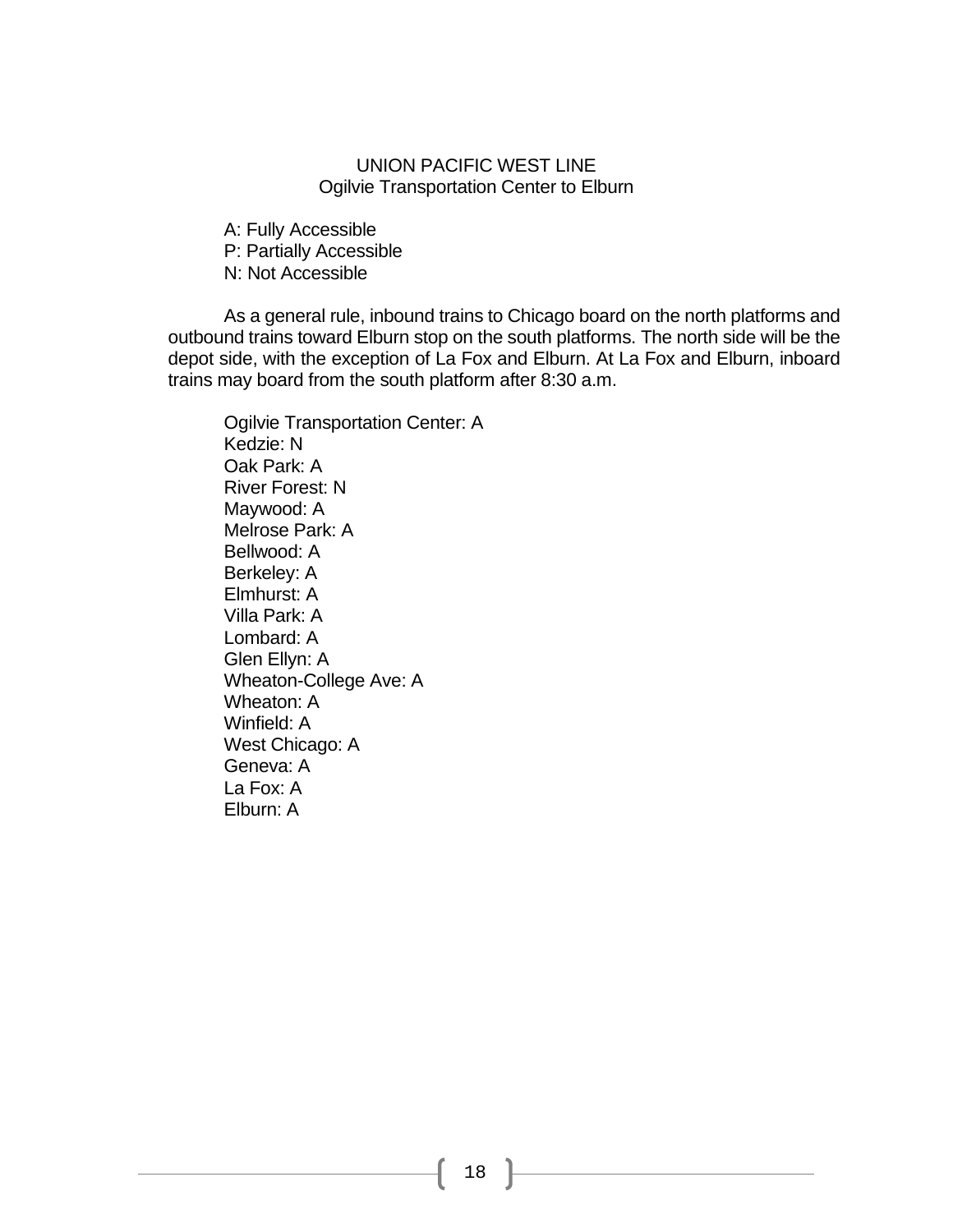## UNION PACIFIC WEST LINE
### Ogilvie Transportation Center to Elburn

A: Fully Accessible
P: Partially Accessible
N: Not Accessible

As a general rule, inbound trains to Chicago board on the north platforms and outbound trains toward Elburn stop on the south platforms. The north side will be the depot side, with the exception of La Fox and Elburn. At La Fox and Elburn, inboard trains may board from the south platform after 8:30 a.m.

Ogilvie Transportation Center: A
Kedzie: N
Oak Park: A
River Forest: N
Maywood: A
Melrose Park: A
Bellwood: A
Berkeley: A
Elmhurst: A
Villa Park: A
Lombard: A
Glen Ellyn: A
Wheaton-College Ave: A
Wheaton: A
Winfield: A
West Chicago: A
Geneva: A
La Fox: A
Elburn: A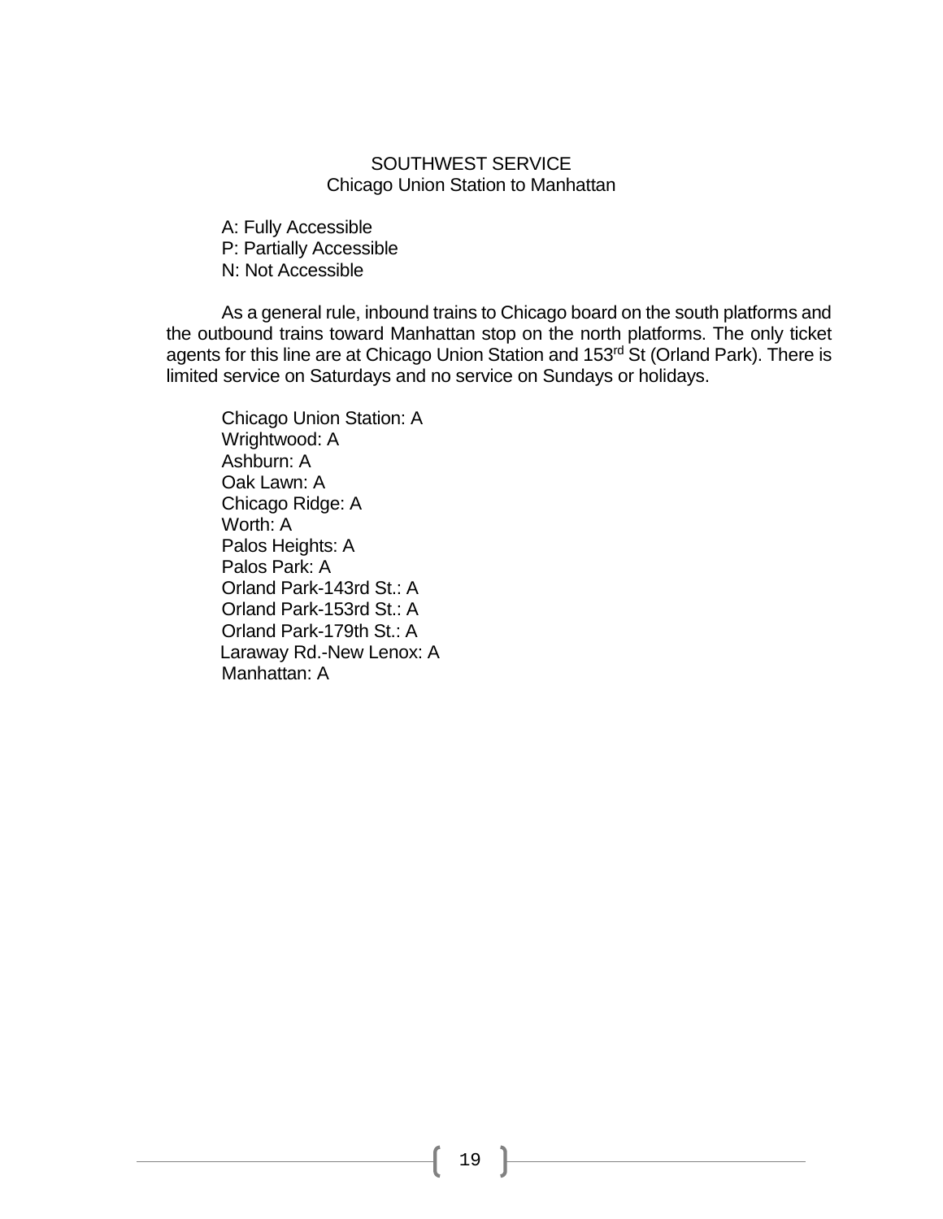## SOUTHWEST SERVICE
### Chicago Union Station to Manhattan

A: Fully Accessible
P: Partially Accessible
N: Not Accessible

As a general rule, inbound trains to Chicago board on the south platforms and the outbound trains toward Manhattan stop on the north platforms. The only ticket agents for this line are at Chicago Union Station and 153rd St (Orland Park). There is limited service on Saturdays and no service on Sundays or holidays.

Chicago Union Station: A
Wrightwood: A
Ashburn: A
Oak Lawn: A
Chicago Ridge: A
Worth: A
Palos Heights: A
Palos Park: A
Orland Park-143rd St.: A
Orland Park-153rd St.: A
Orland Park-179th St.: A
Laraway Rd.-New Lenox: A
Manhattan: A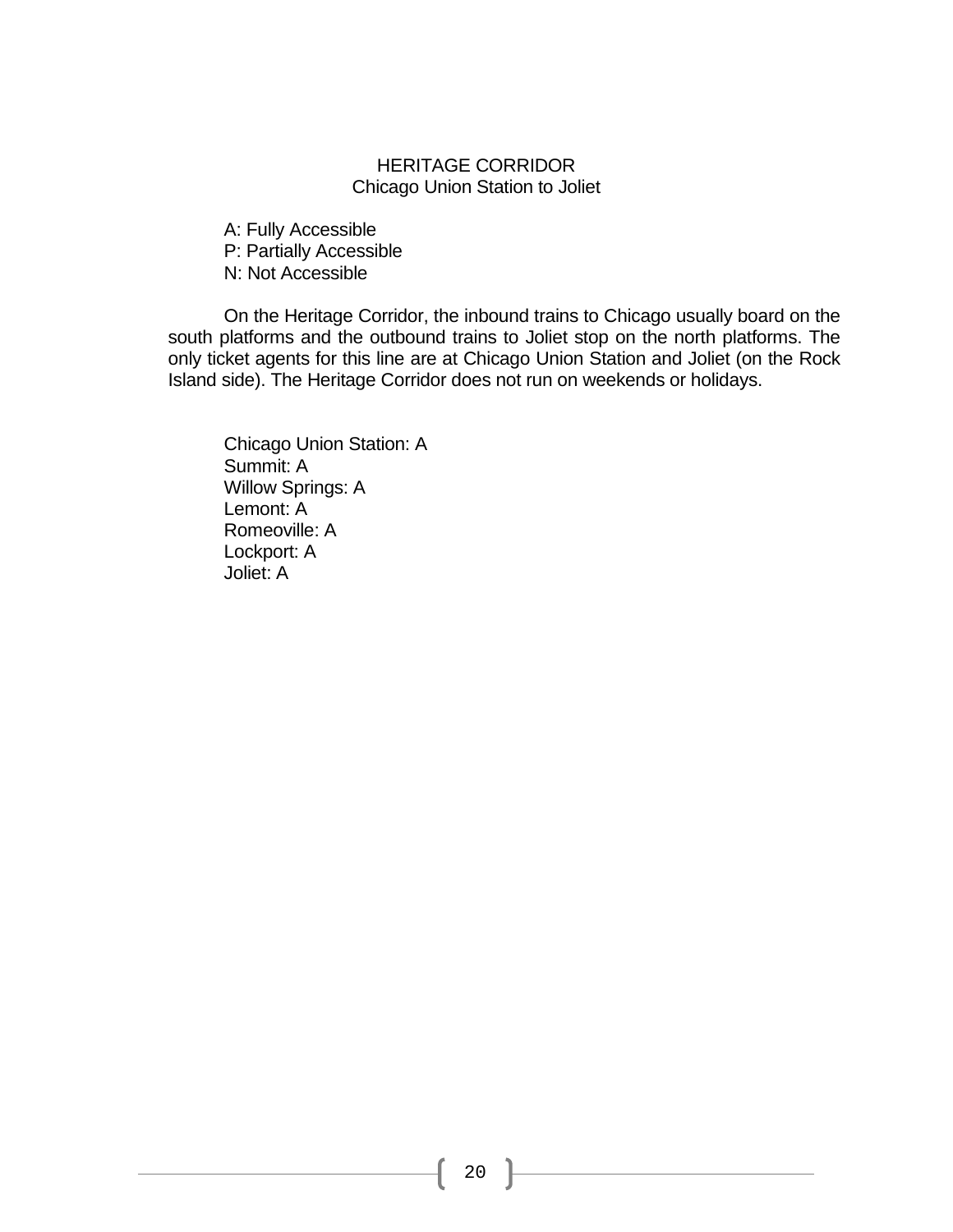## HERITAGE CORRIDOR
Chicago Union Station to Joliet

A: Fully Accessible
P: Partially Accessible
N: Not Accessible

On the Heritage Corridor, the inbound trains to Chicago usually board on the south platforms and the outbound trains to Joliet stop on the north platforms. The only ticket agents for this line are at Chicago Union Station and Joliet (on the Rock Island side). The Heritage Corridor does not run on weekends or holidays.

Chicago Union Station: A
Summit: A
Willow Springs: A
Lemont: A
Romeoville: A
Lockport: A
Joliet: A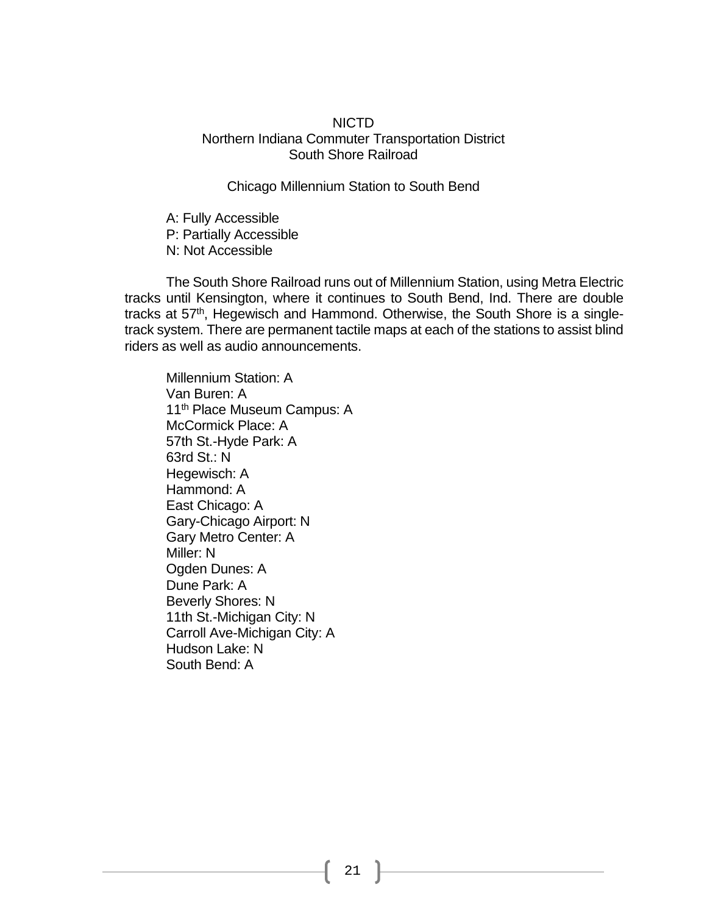# NICTD
## Northern Indiana Commuter Transportation District
## South Shore Railroad

### Chicago Millennium Station to South Bend

A: Fully Accessible
P: Partially Accessible
N: Not Accessible

The South Shore Railroad runs out of Millennium Station, using Metra Electric tracks until Kensington, where it continues to South Bend, Ind. There are double tracks at 57th, Hegewisch and Hammond. Otherwise, the South Shore is a single-track system. There are permanent tactile maps at each of the stations to assist blind riders as well as audio announcements.

Millennium Station: A
Van Buren: A
11th Place Museum Campus: A
McCormick Place: A
57th St.-Hyde Park: A
63rd St.: N
Hegewisch: A
Hammond: A
East Chicago: A
Gary-Chicago Airport: N
Gary Metro Center: A
Miller: N
Ogden Dunes: A
Dune Park: A
Beverly Shores: N
11th St.-Michigan City: N
Carroll Ave-Michigan City: A
Hudson Lake: N
South Bend: A